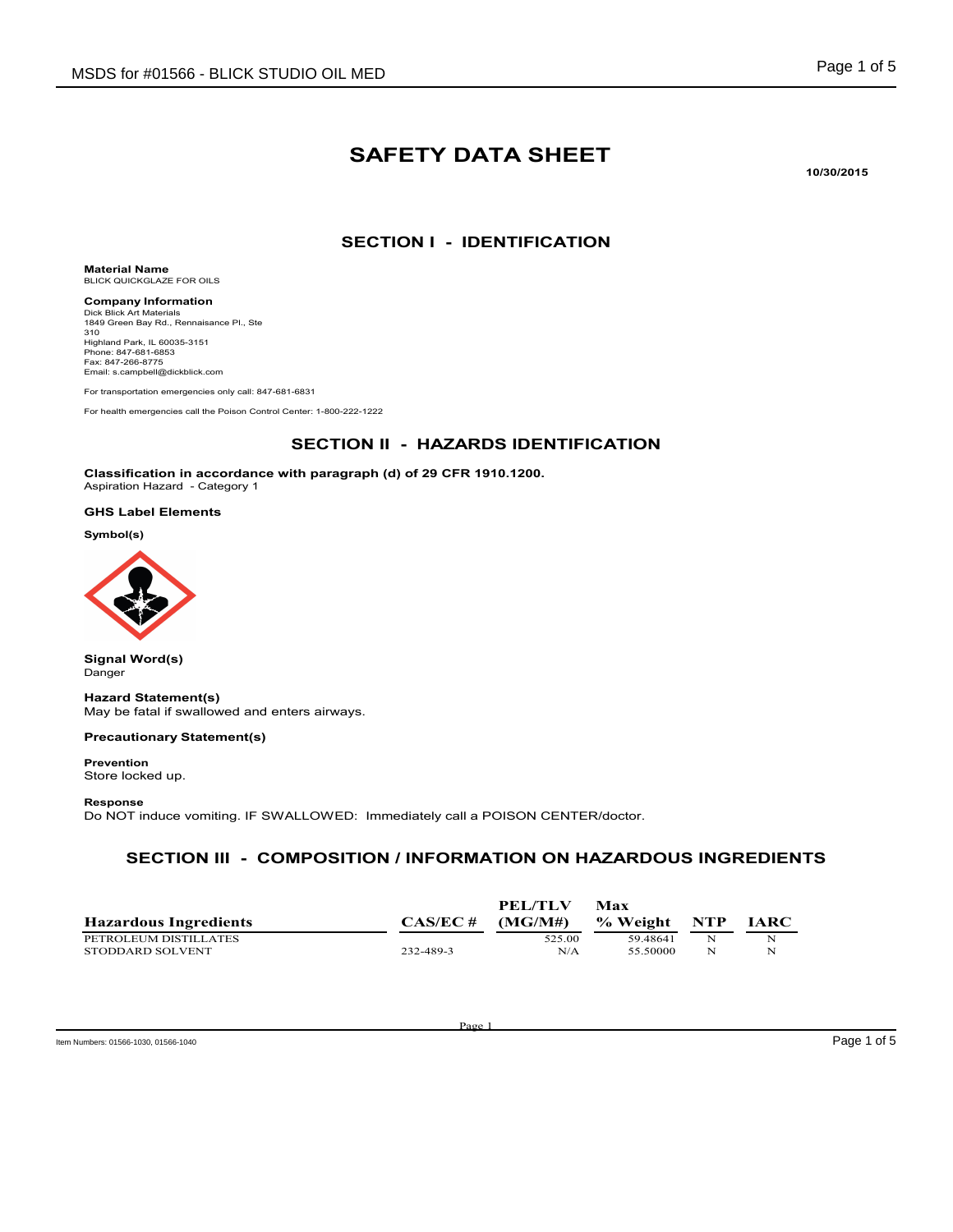# SAFETY DATA SHEET

10/30/2015

## SECTION I - IDENTIFICATION

**Material Name**
BLICK QUICKGLAZE FOR OILS

**Company Information**
Dick Blick Art Materials
1849 Green Bay Rd., Rennaisance Pl., Ste 310
Highland Park, IL 60035-3151
Phone: 847-681-6853
Fax: 847-266-8775
Email: s.campbell@dickblick.com

For transportation emergencies only call: 847-681-6831

For health emergencies call the Poison Control Center: 1-800-222-1222

## SECTION II - HAZARDS IDENTIFICATION

**Classification in accordance with paragraph (d) of 29 CFR 1910.1200.**
Aspiration Hazard - Category 1

**GHS Label Elements**

**Symbol(s)**

**Signal Word(s)**
Danger

**Hazard Statement(s)**
May be fatal if swallowed and enters airways.

**Precautionary Statement(s)**

**Prevention**
Store locked up.

**Response**
Do NOT induce vomiting. IF SWALLOWED: Immediately call a POISON CENTER/doctor.

## SECTION III - COMPOSITION / INFORMATION ON HAZARDOUS INGREDIENTS

| Hazardous Ingredients | CAS/EC # | PEL/TLV (MG/M#) | Max % Weight | NTP | IARC |
|---|---|---|---|---|---|
| PETROLEUM DISTILLATES | | 525.00 | 59.48641 | N | N |
| STODDARD SOLVENT | 232-489-3 | N/A | 55.50000 | N | N |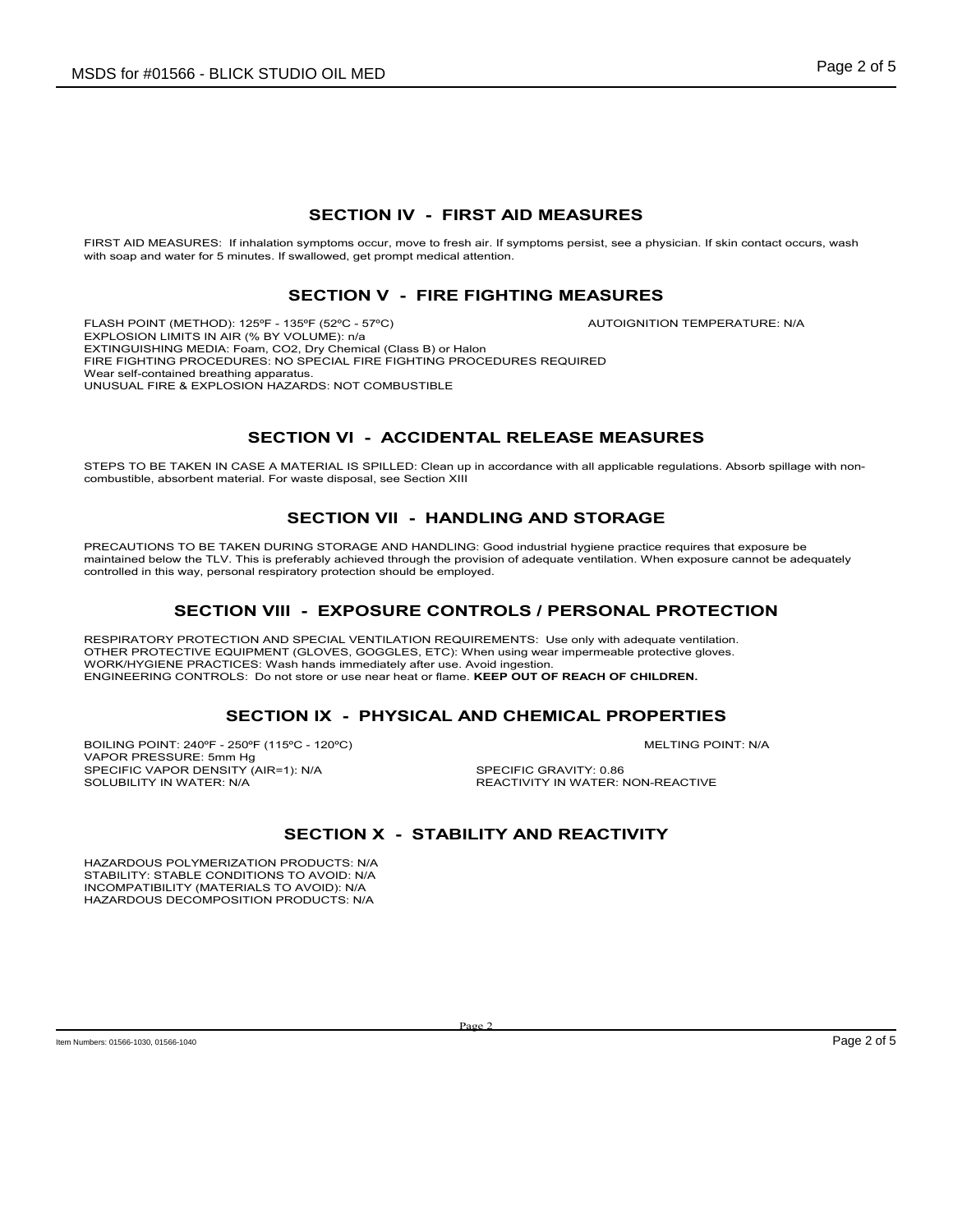## SECTION IV - FIRST AID MEASURES

FIRST AID MEASURES: If inhalation symptoms occur, move to fresh air. If symptoms persist, see a physician. If skin contact occurs, wash with soap and water for 5 minutes. If swallowed, get prompt medical attention.

## SECTION V - FIRE FIGHTING MEASURES

FLASH POINT (METHOD): 125ºF - 135ºF (52ºC - 57ºC)

AUTOIGNITION TEMPERATURE: N/A

EXPLOSION LIMITS IN AIR (% BY VOLUME): n/a

EXTINGUISHING MEDIA: Foam, $CO_2$, Dry Chemical (Class B) or Halon

FIRE FIGHTING PROCEDURES: NO SPECIAL FIRE FIGHTING PROCEDURES REQUIRED

Wear self-contained breathing apparatus.

UNUSUAL FIRE & EXPLOSION HAZARDS: NOT COMBUSTIBLE

## SECTION VI - ACCIDENTAL RELEASE MEASURES

STEPS TO BE TAKEN IN CASE A MATERIAL IS SPILLED: Clean up in accordance with all applicable regulations. Absorb spillage with non-combustible, absorbent material. For waste disposal, see Section XIII

## SECTION VII - HANDLING AND STORAGE

PRECAUTIONS TO BE TAKEN DURING STORAGE AND HANDLING: Good industrial hygiene practice requires that exposure be maintained below the TLV. This is preferably achieved through the provision of adequate ventilation. When exposure cannot be adequately controlled in this way, personal respiratory protection should be employed.

## SECTION VIII - EXPOSURE CONTROLS / PERSONAL PROTECTION

RESPIRATORY PROTECTION AND SPECIAL VENTILATION REQUIREMENTS: Use only with adequate ventilation.

OTHER PROTECTIVE EQUIPMENT (GLOVES, GOGGLES, ETC): When using wear impermeable protective gloves.

WORK/HYGIENE PRACTICES: Wash hands immediately after use. Avoid ingestion.

ENGINEERING CONTROLS: Do not store or use near heat or flame. **KEEP OUT OF REACH OF CHILDREN.**

## SECTION IX - PHYSICAL AND CHEMICAL PROPERTIES

BOILING POINT: 240ºF - 250ºF (115ºC - 120ºC)

MELTING POINT: N/A

VAPOR PRESSURE: 5mm Hg

SPECIFIC VAPOR DENSITY (AIR=1): N/A

SPECIFIC GRAVITY: 0.86

SOLUBILITY IN WATER: N/A

REACTIVITY IN WATER: NON-REACTIVE

## SECTION X - STABILITY AND REACTIVITY

HAZARDOUS POLYMERIZATION PRODUCTS: N/A

STABILITY: STABLE CONDITIONS TO AVOID: N/A

INCOMPATIBILITY (MATERIALS TO AVOID): N/A

HAZARDOUS DECOMPOSITION PRODUCTS: N/A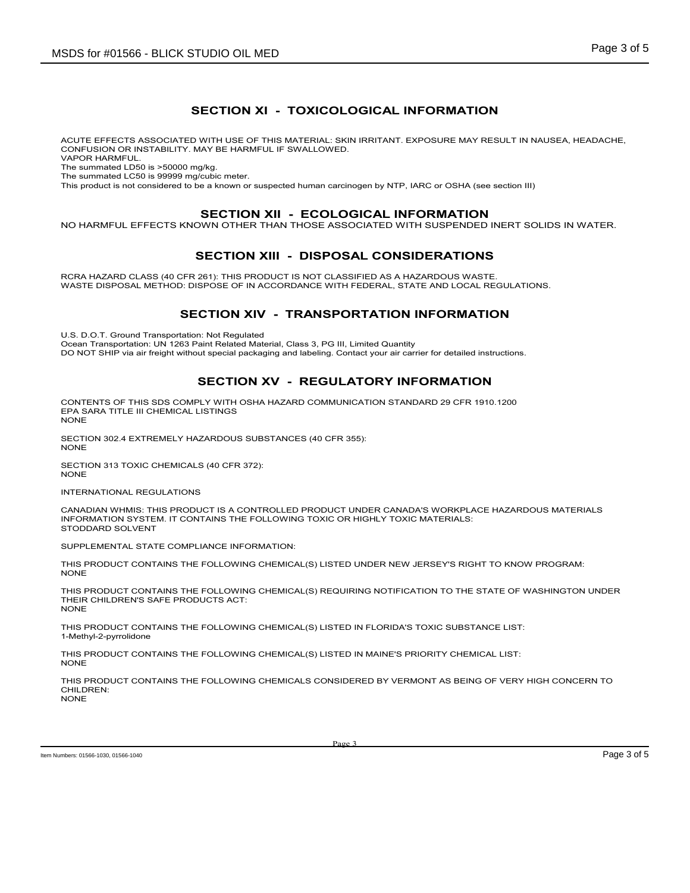## SECTION XI - TOXICOLOGICAL INFORMATION

ACUTE EFFECTS ASSOCIATED WITH USE OF THIS MATERIAL: SKIN IRRITANT. EXPOSURE MAY RESULT IN NAUSEA, HEADACHE, CONFUSION OR INSTABILITY. MAY BE HARMFUL IF SWALLOWED.
VAPOR HARMFUL.
The summated LD50 is >50000 mg/kg.
The summated LC50 is 99999 mg/cubic meter.
This product is not considered to be a known or suspected human carcinogen by NTP, IARC or OSHA (see section III)

## SECTION XII - ECOLOGICAL INFORMATION

NO HARMFUL EFFECTS KNOWN OTHER THAN THOSE ASSOCIATED WITH SUSPENDED INERT SOLIDS IN WATER.

## SECTION XIII - DISPOSAL CONSIDERATIONS

RCRA HAZARD CLASS (40 CFR 261): THIS PRODUCT IS NOT CLASSIFIED AS A HAZARDOUS WASTE.
WASTE DISPOSAL METHOD: DISPOSE OF IN ACCORDANCE WITH FEDERAL, STATE AND LOCAL REGULATIONS.

## SECTION XIV - TRANSPORTATION INFORMATION

U.S. D.O.T. Ground Transportation: Not Regulated
Ocean Transportation: UN 1263 Paint Related Material, Class 3, PG III, Limited Quantity
DO NOT SHIP via air freight without special packaging and labeling. Contact your air carrier for detailed instructions.

## SECTION XV - REGULATORY INFORMATION

CONTENTS OF THIS SDS COMPLY WITH OSHA HAZARD COMMUNICATION STANDARD 29 CFR 1910.1200
EPA SARA TITLE III CHEMICAL LISTINGS
NONE

SECTION 302.4 EXTREMELY HAZARDOUS SUBSTANCES (40 CFR 355):
NONE

SECTION 313 TOXIC CHEMICALS (40 CFR 372):
NONE

INTERNATIONAL REGULATIONS

CANADIAN WHMIS: THIS PRODUCT IS A CONTROLLED PRODUCT UNDER CANADA'S WORKPLACE HAZARDOUS MATERIALS INFORMATION SYSTEM. IT CONTAINS THE FOLLOWING TOXIC OR HIGHLY TOXIC MATERIALS:
STODDARD SOLVENT

SUPPLEMENTAL STATE COMPLIANCE INFORMATION:

THIS PRODUCT CONTAINS THE FOLLOWING CHEMICAL(S) LISTED UNDER NEW JERSEY'S RIGHT TO KNOW PROGRAM:
NONE

THIS PRODUCT CONTAINS THE FOLLOWING CHEMICAL(S) REQUIRING NOTIFICATION TO THE STATE OF WASHINGTON UNDER THEIR CHILDREN'S SAFE PRODUCTS ACT:
NONE

THIS PRODUCT CONTAINS THE FOLLOWING CHEMICAL(S) LISTED IN FLORIDA'S TOXIC SUBSTANCE LIST:
1-Methyl-2-pyrrolidone

THIS PRODUCT CONTAINS THE FOLLOWING CHEMICAL(S) LISTED IN MAINE'S PRIORITY CHEMICAL LIST:
NONE

THIS PRODUCT CONTAINS THE FOLLOWING CHEMICALS CONSIDERED BY VERMONT AS BEING OF VERY HIGH CONCERN TO CHILDREN:
NONE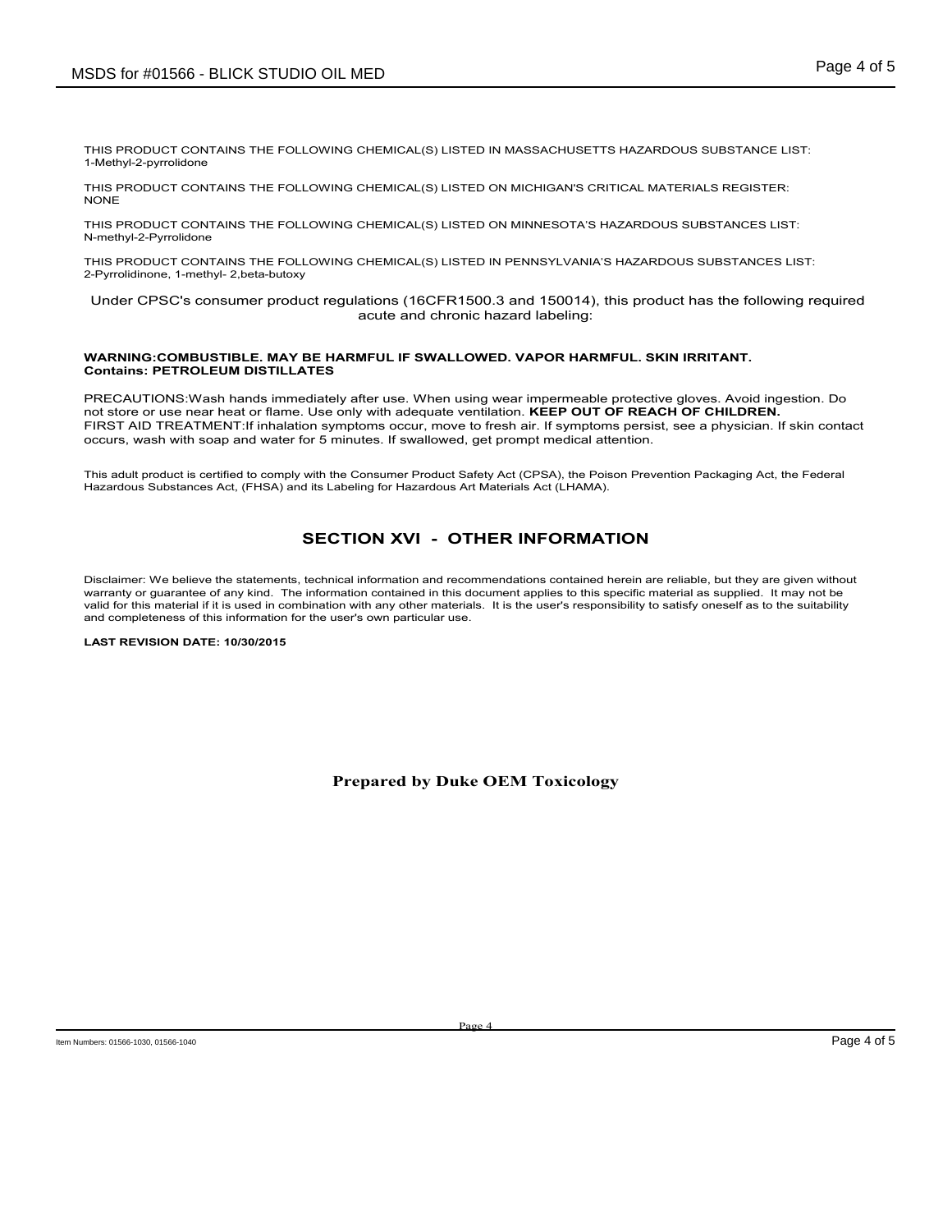THIS PRODUCT CONTAINS THE FOLLOWING CHEMICAL(S) LISTED IN MASSACHUSETTS HAZARDOUS SUBSTANCE LIST:
1-Methyl-2-pyrrolidone

THIS PRODUCT CONTAINS THE FOLLOWING CHEMICAL(S) LISTED ON MICHIGAN'S CRITICAL MATERIALS REGISTER:
NONE

THIS PRODUCT CONTAINS THE FOLLOWING CHEMICAL(S) LISTED ON MINNESOTA'S HAZARDOUS SUBSTANCES LIST:
N-methyl-2-Pyrrolidone

THIS PRODUCT CONTAINS THE FOLLOWING CHEMICAL(S) LISTED IN PENNSYLVANIA'S HAZARDOUS SUBSTANCES LIST:
2-Pyrrolidinone, 1-methyl- 2,beta-butoxy

Under CPSC's consumer product regulations (16CFR1500.3 and 150014), this product has the following required acute and chronic hazard labeling:

**WARNING:COMBUSTIBLE. MAY BE HARMFUL IF SWALLOWED. VAPOR HARMFUL. SKIN IRRITANT.**
**Contains: PETROLEUM DISTILLATES**

PRECAUTIONS:Wash hands immediately after use. When using wear impermeable protective gloves. Avoid ingestion. Do not store or use near heat or flame. Use only with adequate ventilation. **KEEP OUT OF REACH OF CHILDREN.**
FIRST AID TREATMENT:If inhalation symptoms occur, move to fresh air. If symptoms persist, see a physician. If skin contact occurs, wash with soap and water for 5 minutes. If swallowed, get prompt medical attention.

This adult product is certified to comply with the Consumer Product Safety Act (CPSA), the Poison Prevention Packaging Act, the Federal Hazardous Substances Act, (FHSA) and its Labeling for Hazardous Art Materials Act (LHAMA).

## SECTION XVI - OTHER INFORMATION

Disclaimer: We believe the statements, technical information and recommendations contained herein are reliable, but they are given without warranty or guarantee of any kind. The information contained in this document applies to this specific material as supplied. It may not be valid for this material if it is used in combination with any other materials. It is the user's responsibility to satisfy oneself as to the suitability and completeness of this information for the user's own particular use.

**LAST REVISION DATE: 10/30/2015**

**Prepared by Duke OEM Toxicology**

Item Numbers: 01566-1030, 01566-1040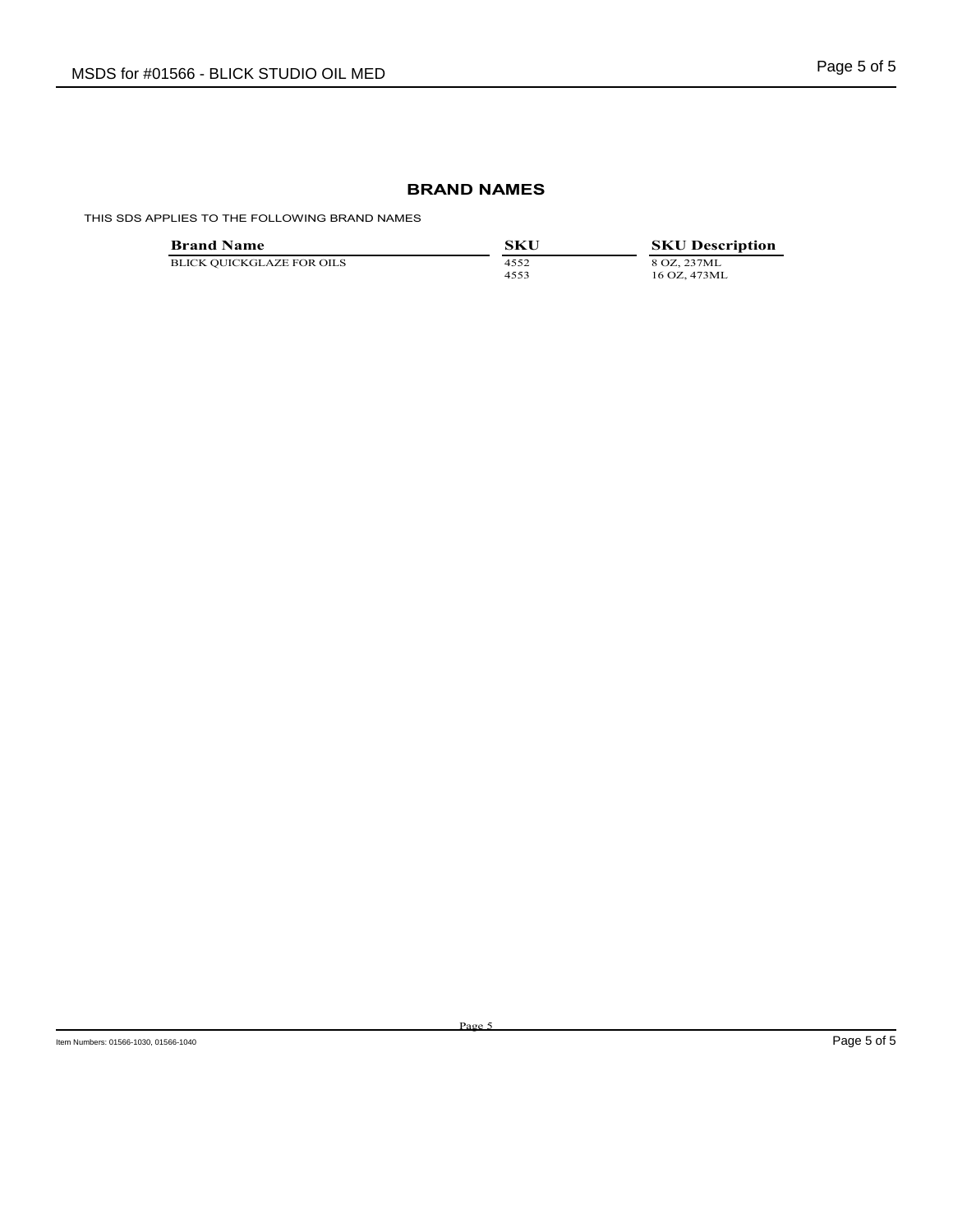## BRAND NAMES

THIS SDS APPLIES TO THE FOLLOWING BRAND NAMES

| Brand Name | SKU | SKU Description |
|---|---|---|
| BLICK QUICKGLAZE FOR OILS | 4552 | 8 OZ, 237ML |
| | 4553 | 16 OZ, 473ML |

Item Numbers: 01566-1030, 01566-1040